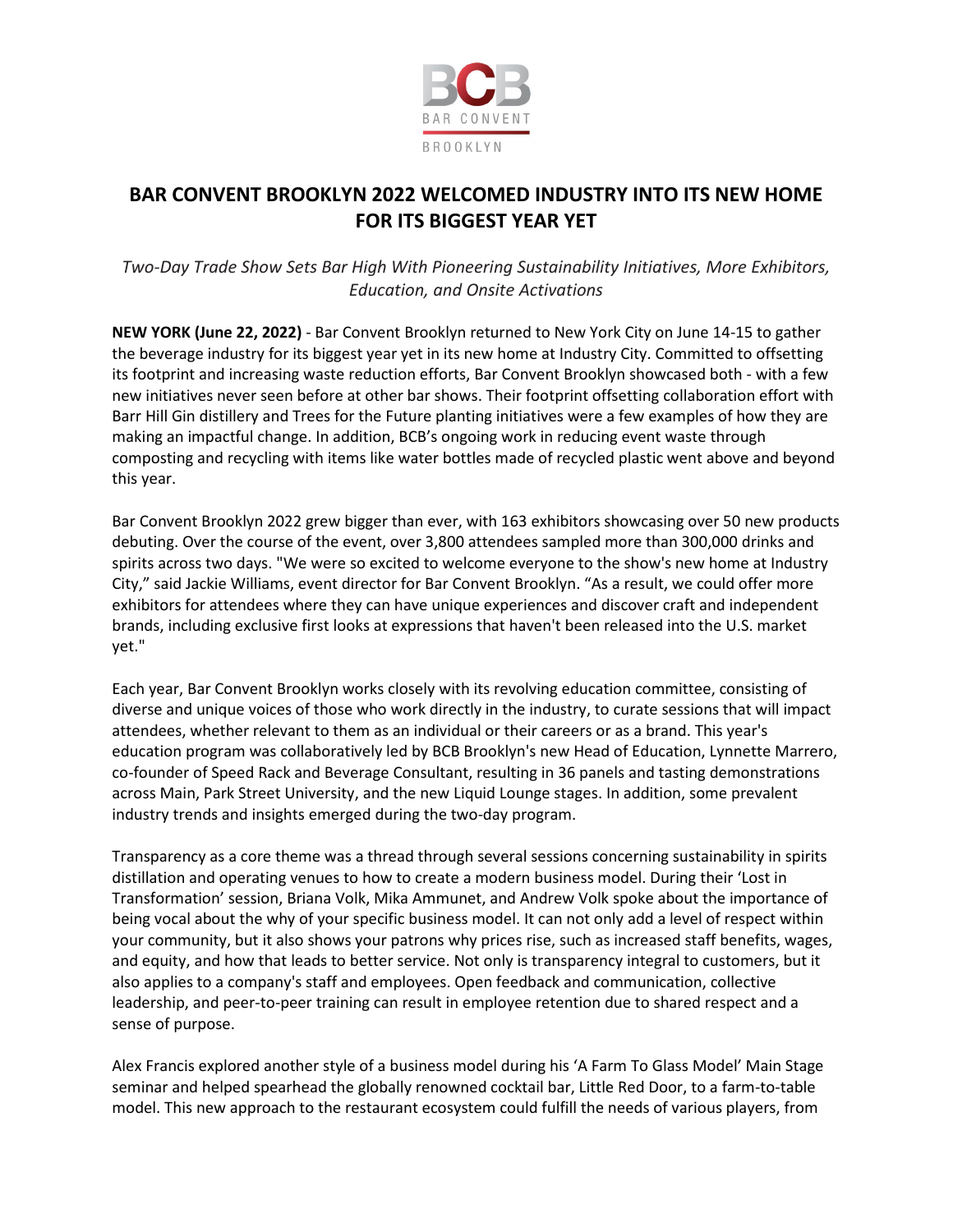# BAR CONVENT BROOKLYN 2022 WELCOMED INDUSTRY INTO ITS NEW HOME FOR ITS BIGGEST YEAR YET

*Two-Day Trade Show Sets Bar High With Pioneering Sustainability Initiatives, More Exhibitors, Education, and Onsite Activations*

**NEW YORK (June 22, 2022)** - Bar Convent Brooklyn returned to New York City on June 14-15 to gather the beverage industry for its biggest year yet in its new home at Industry City. Committed to offsetting its footprint and increasing waste reduction efforts, Bar Convent Brooklyn showcased both - with a few new initiatives never seen before at other bar shows. Their footprint offsetting collaboration effort with Barr Hill Gin distillery and Trees for the Future planting initiatives were a few examples of how they are making an impactful change. In addition, BCB's ongoing work in reducing event waste through composting and recycling with items like water bottles made of recycled plastic went above and beyond this year.

Bar Convent Brooklyn 2022 grew bigger than ever, with 163 exhibitors showcasing over 50 new products debuting. Over the course of the event, over 3,800 attendees sampled more than 300,000 drinks and spirits across two days. "We were so excited to welcome everyone to the show's new home at Industry City," said Jackie Williams, event director for Bar Convent Brooklyn. "As a result, we could offer more exhibitors for attendees where they can have unique experiences and discover craft and independent brands, including exclusive first looks at expressions that haven't been released into the U.S. market yet."

Each year, Bar Convent Brooklyn works closely with its revolving education committee, consisting of diverse and unique voices of those who work directly in the industry, to curate sessions that will impact attendees, whether relevant to them as an individual or their careers or as a brand. This year's education program was collaboratively led by BCB Brooklyn's new Head of Education, Lynnette Marrero, co-founder of Speed Rack and Beverage Consultant, resulting in 36 panels and tasting demonstrations across Main, Park Street University, and the new Liquid Lounge stages. In addition, some prevalent industry trends and insights emerged during the two-day program.

Transparency as a core theme was a thread through several sessions concerning sustainability in spirits distillation and operating venues to how to create a modern business model. During their 'Lost in Transformation' session, Briana Volk, Mika Ammunet, and Andrew Volk spoke about the importance of being vocal about the why of your specific business model. It can not only add a level of respect within your community, but it also shows your patrons why prices rise, such as increased staff benefits, wages, and equity, and how that leads to better service. Not only is transparency integral to customers, but it also applies to a company's staff and employees. Open feedback and communication, collective leadership, and peer-to-peer training can result in employee retention due to shared respect and a sense of purpose.

Alex Francis explored another style of a business model during his 'A Farm To Glass Model' Main Stage seminar and helped spearhead the globally renowned cocktail bar, Little Red Door, to a farm-to-table model. This new approach to the restaurant ecosystem could fulfill the needs of various players, from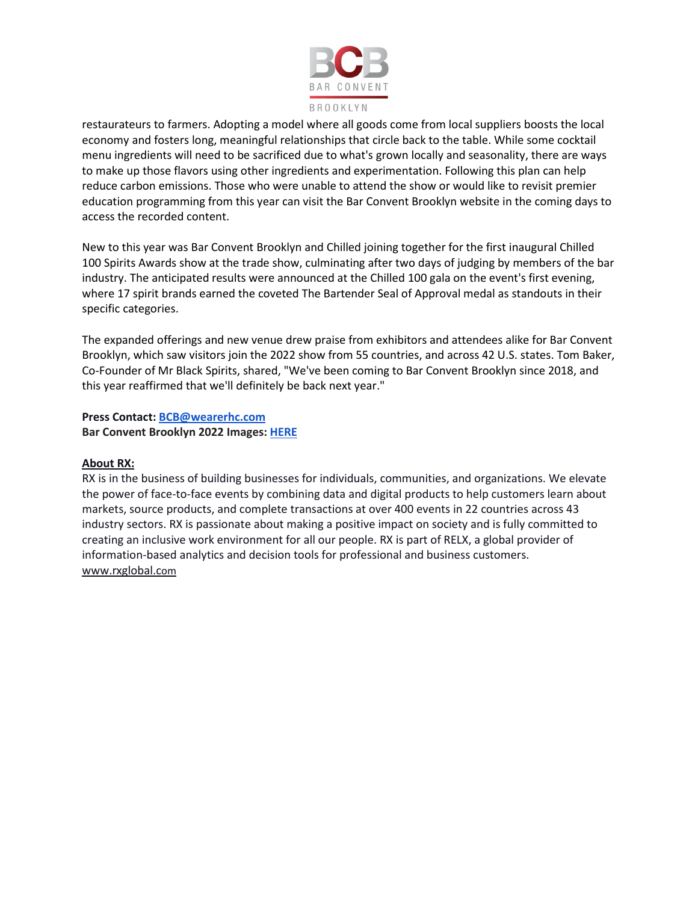restaurateurs to farmers. Adopting a model where all goods come from local suppliers boosts the local economy and fosters long, meaningful relationships that circle back to the table. While some cocktail menu ingredients will need to be sacrificed due to what's grown locally and seasonality, there are ways to make up those flavors using other ingredients and experimentation. Following this plan can help reduce carbon emissions. Those who were unable to attend the show or would like to revisit premier education programming from this year can visit the Bar Convent Brooklyn website in the coming days to access the recorded content.

New to this year was Bar Convent Brooklyn and Chilled joining together for the first inaugural Chilled 100 Spirits Awards show at the trade show, culminating after two days of judging by members of the bar industry. The anticipated results were announced at the Chilled 100 gala on the event's first evening, where 17 spirit brands earned the coveted The Bartender Seal of Approval medal as standouts in their specific categories.

The expanded offerings and new venue drew praise from exhibitors and attendees alike for Bar Convent Brooklyn, which saw visitors join the 2022 show from 55 countries, and across 42 U.S. states. Tom Baker, Co-Founder of Mr Black Spirits, shared, "We've been coming to Bar Convent Brooklyn since 2018, and this year reaffirmed that we'll definitely be back next year."

**Press Contact: [BCB@wearerhc.com](mailto:BCB@wearerhc.com)**
**Bar Convent Brooklyn 2022 Images: HERE**

**About RX:**

RX is in the business of building businesses for individuals, communities, and organizations. We elevate the power of face-to-face events by combining data and digital products to help customers learn about markets, source products, and complete transactions at over 400 events in 22 countries across 43 industry sectors. RX is passionate about making a positive impact on society and is fully committed to creating an inclusive work environment for all our people. RX is part of RELX, a global provider of information-based analytics and decision tools for professional and business customers.
www.rxglobal.com